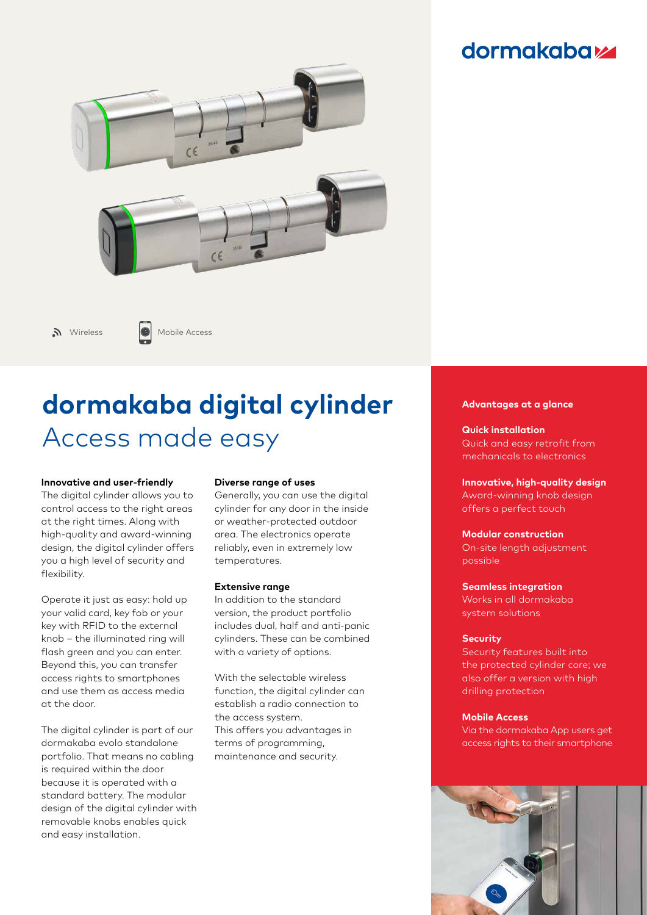dormakaba

Wireless    Mobile Access

# dormakaba digital cylinder

## Access made easy

**Innovative and user-friendly**
The digital cylinder allows you to control access to the right areas at the right times. Along with high-quality and award-winning design, the digital cylinder offers you a high level of security and flexibility.

Operate it just as easy: hold up your valid card, key fob or your key with RFID to the external knob – the illuminated ring will flash green and you can enter. Beyond this, you can transfer access rights to smartphones and use them as access media at the door.

The digital cylinder is part of our dormakaba evolo standalone portfolio. That means no cabling is required within the door because it is operated with a standard battery. The modular design of the digital cylinder with removable knobs enables quick and easy installation.

**Diverse range of uses**
Generally, you can use the digital cylinder for any door in the inside or weather-protected outdoor area. The electronics operate reliably, even in extremely low temperatures.

**Extensive range**
In addition to the standard version, the product portfolio includes dual, half and anti-panic cylinders. These can be combined with a variety of options.

With the selectable wireless function, the digital cylinder can establish a radio connection to the access system.
This offers you advantages in terms of programming, maintenance and security.

**Advantages at a glance**

**Quick installation**
Quick and easy retrofit from mechanicals to electronics

**Innovative, high-quality design**
Award-winning knob design offers a perfect touch

**Modular construction**
On-site length adjustment possible

**Seamless integration**
Works in all dormakaba system solutions

**Security**
Security features built into the protected cylinder core; we also offer a version with high drilling protection

**Mobile Access**
Via the dormakaba App users get access rights to their smartphone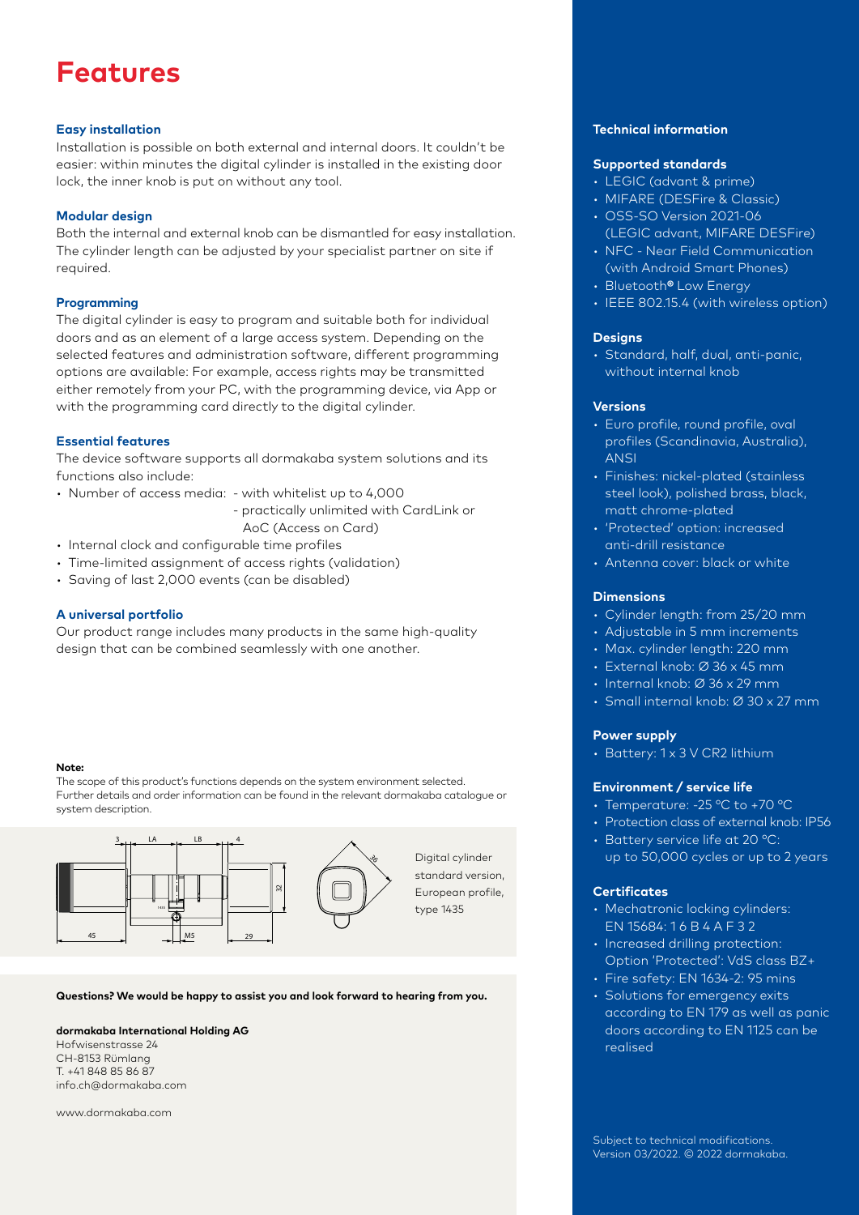# Features

### Easy installation

Installation is possible on both external and internal doors. It couldn't be easier: within minutes the digital cylinder is installed in the existing door lock, the inner knob is put on without any tool.

### Modular design

Both the internal and external knob can be dismantled for easy installation. The cylinder length can be adjusted by your specialist partner on site if required.

### Programming

The digital cylinder is easy to program and suitable both for individual doors and as an element of a large access system. Depending on the selected features and administration software, different programming options are available: For example, access rights may be transmitted either remotely from your PC, with the programming device, via App or with the programming card directly to the digital cylinder.

### Essential features

The device software supports all dormakaba system solutions and its functions also include:

- Number of access media:
  - with whitelist up to 4,000
  - practically unlimited with CardLink or AoC (Access on Card)
- Internal clock and configurable time profiles
- Time-limited assignment of access rights (validation)
- Saving of last 2,000 events (can be disabled)

### A universal portfolio

Our product range includes many products in the same high-quality design that can be combined seamlessly with one another.

**Note:**
The scope of this product's functions depends on the system environment selected. Further details and order information can be found in the relevant dormakaba catalogue or system description.

3 LA LB 4
32
1435
45 M5 29
36

Digital cylinder standard version, European profile, type 1435

**Questions? We would be happy to assist you and look forward to hearing from you.**

**dormakaba International Holding AG**
Hofwisenstrasse 24
CH-8153 Rümlang
T. +41 848 85 86 87
info.ch@dormakaba.com

www.dormakaba.com

## Technical information

### Supported standards

- LEGIC (advant & prime)
- MIFARE (DESFire & Classic)
- OSS-SO Version 2021-06 (LEGIC advant, MIFARE DESFire)
- NFC - Near Field Communication (with Android Smart Phones)
- Bluetooth® Low Energy
- IEEE 802.15.4 (with wireless option)

### Designs

- Standard, half, dual, anti-panic, without internal knob

### Versions

- Euro profile, round profile, oval profiles (Scandinavia, Australia), ANSI
- Finishes: nickel-plated (stainless steel look), polished brass, black, matt chrome-plated
- 'Protected' option: increased anti-drill resistance
- Antenna cover: black or white

### Dimensions

- Cylinder length: from 25/20 mm
- Adjustable in 5 mm increments
- Max. cylinder length: 220 mm
- External knob: Ø 36 x 45 mm
- Internal knob: Ø 36 x 29 mm
- Small internal knob: Ø 30 x 27 mm

### Power supply

- Battery: 1 x 3 V CR2 lithium

### Environment / service life

- Temperature: -25 °C to +70 °C
- Protection class of external knob: IP56
- Battery service life at 20 °C: up to 50,000 cycles or up to 2 years

### Certificates

- Mechatronic locking cylinders: EN 15684: 1 6 B 4 A F 3 2
- Increased drilling protection: Option 'Protected': VdS class BZ+
- Fire safety: EN 1634-2: 95 mins
- Solutions for emergency exits according to EN 179 as well as panic doors according to EN 1125 can be realised

Subject to technical modifications.
Version 03/2022. © 2022 dormakaba.